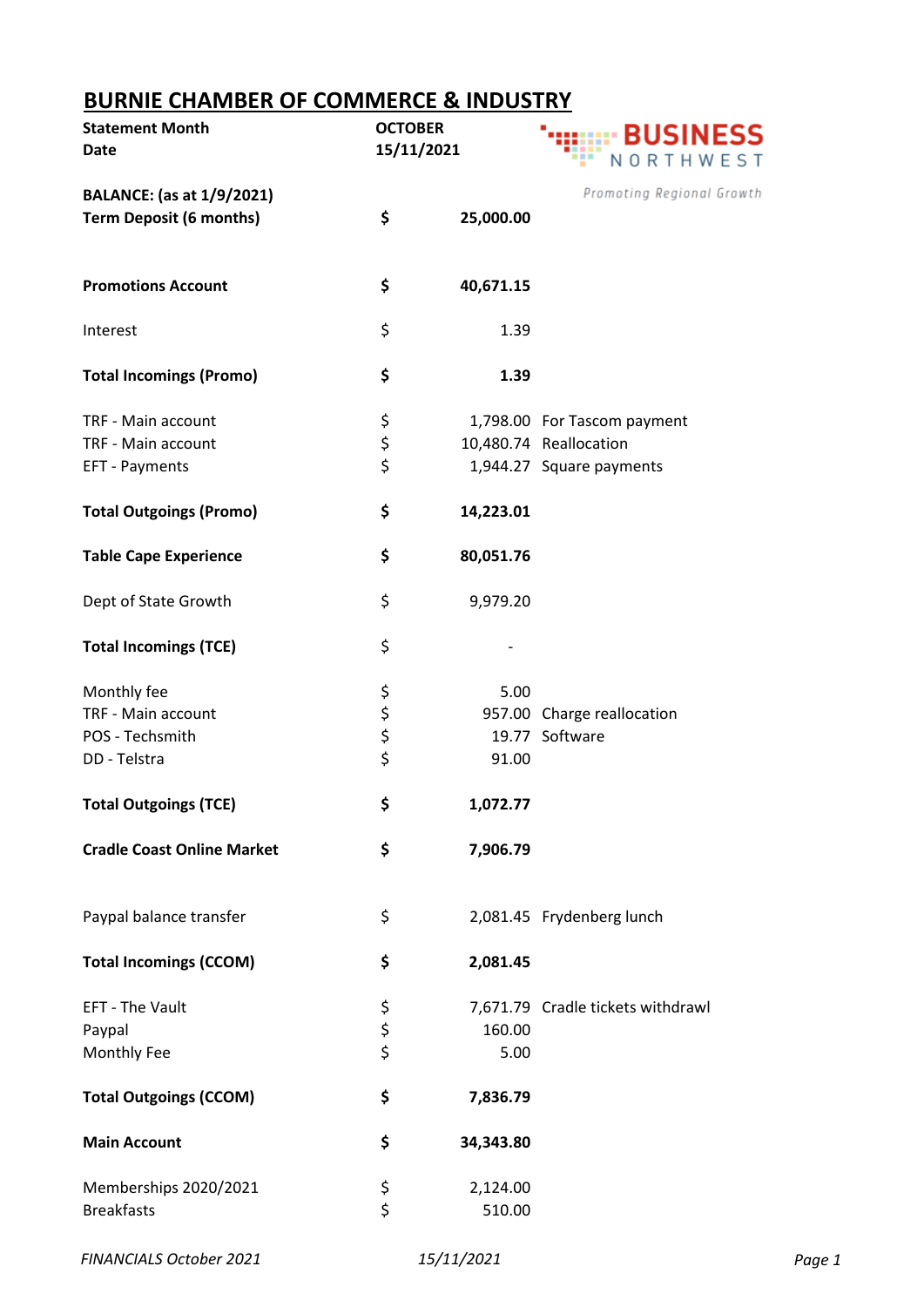# BURNIE CHAMBER OF COMMERCE & INDUSTRY

| | | | |
|---|---|---|---|
| **Statement Month** | **OCTOBER** | | |
| **Date** | **15/11/2021** | | |
| | | | |
| **BALANCE: (as at 1/9/2021)** | | | |
| **Term Deposit (6 months)** | **$** | **25,000.00** | |
| | | | |
| **Promotions Account** | **$** | **40,671.15** | |
| | | | |
| Interest | $ | 1.39 | |
| | | | |
| **Total Incomings (Promo)** | **$** | **1.39** | |
| | | | |
| TRF - Main account | $ | 1,798.00 | For Tascom payment |
| TRF - Main account | $ | 10,480.74 | Reallocation |
| EFT - Payments | $ | 1,944.27 | Square payments |
| | | | |
| **Total Outgoings (Promo)** | **$** | **14,223.01** | |
| | | | |
| **Table Cape Experience** | **$** | **80,051.76** | |
| | | | |
| Dept of State Growth | $ | 9,979.20 | |
| | | | |
| **Total Incomings (TCE)** | $ | - | |
| | | | |
| Monthly fee | $ | 5.00 | |
| TRF - Main account | $ | 957.00 | Charge reallocation |
| POS - Techsmith | $ | 19.77 | Software |
| DD - Telstra | $ | 91.00 | |
| | | | |
| **Total Outgoings (TCE)** | **$** | **1,072.77** | |
| | | | |
| **Cradle Coast Online Market** | **$** | **7,906.79** | |
| | | | |
| Paypal balance transfer | $ | 2,081.45 | Frydenberg lunch |
| | | | |
| **Total Incomings (CCOM)** | **$** | **2,081.45** | |
| | | | |
| EFT - The Vault | $ | 7,671.79 | Cradle tickets withdrawl |
| Paypal | $ | 160.00 | |
| Monthly Fee | $ | 5.00 | |
| | | | |
| **Total Outgoings (CCOM)** | **$** | **7,836.79** | |
| | | | |
| **Main Account** | **$** | **34,343.80** | |
| | | | |
| Memberships 2020/2021 | $ | 2,124.00 | |
| Breakfasts | $ | 510.00 | |

BUSINESS NORTHWEST
*Promoting Regional Growth*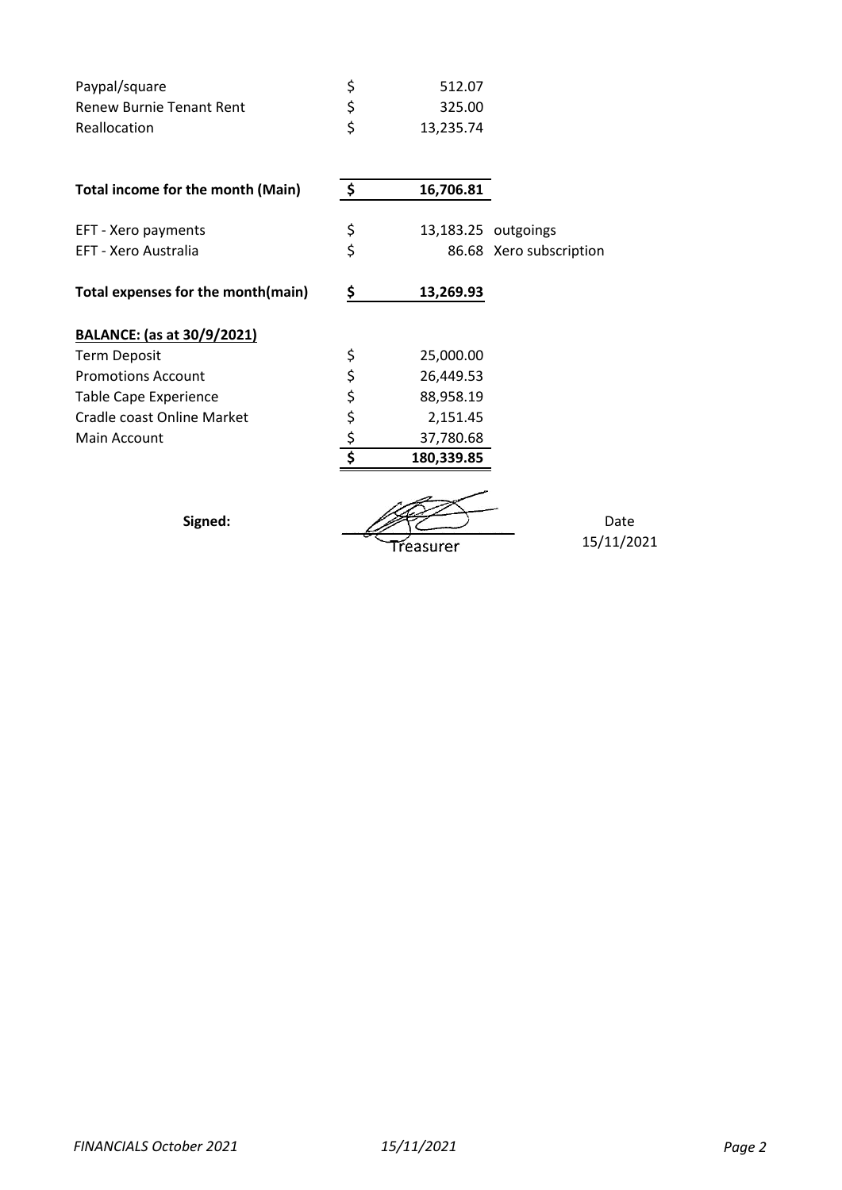| | | | |
|---|---|---|---|
| Paypal/square | $ | 512.07 | |
| Renew Burnie Tenant Rent | $ | 325.00 | |
| Reallocation | $ | 13,235.74 | |
| | | | |
| **Total income for the month (Main)** | **$** | **16,706.81** | |
| | | | |
| EFT - Xero payments | $ | 13,183.25 | outgoings |
| EFT - Xero Australia | $ | 86.68 | Xero subscription |
| | | | |
| **Total expenses for the month(main)** | **$** | **13,269.93** | |
| | | | |
| **BALANCE: (as at 30/9/2021)** | | | |
| Term Deposit | $ | 25,000.00 | |
| Promotions Account | $ | 26,449.53 | |
| Table Cape Experience | $ | 88,958.19 | |
| Cradle coast Online Market | $ | 2,151.45 | |
| Main Account | $ | 37,780.68 | |
| | **$** | **180,339.85** | |

**Signed:** ____________________ Treasurer

Date 15/11/2021